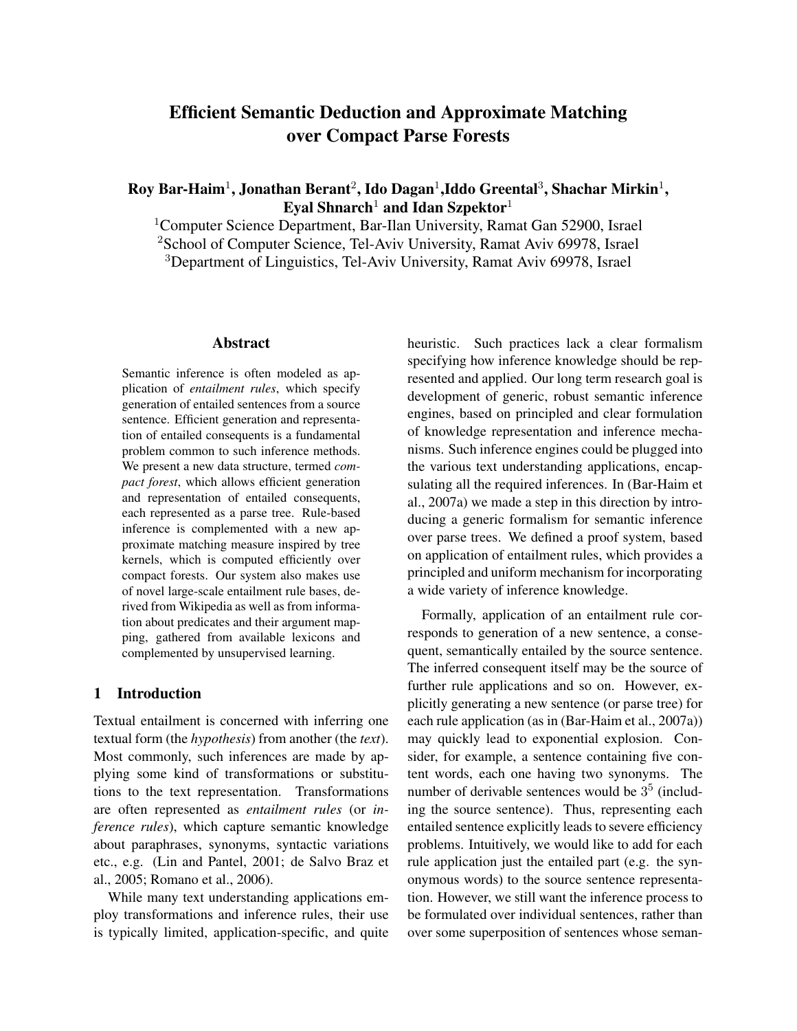# Efficient Semantic Deduction and Approximate Matching over Compact Parse Forests

**Roy Bar-Haim[1], Jonathan Berant[2], Ido Dagan[1], Iddo Greental[3], Shachar Mirkin[1], Eyal Shnarch[1] and Idan Szpektor[1]**

[1]Computer Science Department, Bar-Ilan University, Ramat Gan 52900, Israel
[2]School of Computer Science, Tel-Aviv University, Ramat Aviv 69978, Israel
[3]Department of Linguistics, Tel-Aviv University, Ramat Aviv 69978, Israel

## Abstract

Semantic inference is often modeled as application of *entailment rules*, which specify generation of entailed sentences from a source sentence. Efficient generation and representation of entailed consequents is a fundamental problem common to such inference methods. We present a new data structure, termed *compact forest*, which allows efficient generation and representation of entailed consequents, each represented as a parse tree. Rule-based inference is complemented with a new approximate matching measure inspired by tree kernels, which is computed efficiently over compact forests. Our system also makes use of novel large-scale entailment rule bases, derived from Wikipedia as well as from information about predicates and their argument mapping, gathered from available lexicons and complemented by unsupervised learning.

## 1 Introduction

Textual entailment is concerned with inferring one textual form (the *hypothesis*) from another (the *text*). Most commonly, such inferences are made by applying some kind of transformations or substitutions to the text representation. Transformations are often represented as *entailment rules* (or *inference rules*), which capture semantic knowledge about paraphrases, synonyms, syntactic variations etc., e.g. (Lin and Pantel, 2001; de Salvo Braz et al., 2005; Romano et al., 2006).

While many text understanding applications employ transformations and inference rules, their use is typically limited, application-specific, and quite heuristic. Such practices lack a clear formalism specifying how inference knowledge should be represented and applied. Our long term research goal is development of generic, robust semantic inference engines, based on principled and clear formulation of knowledge representation and inference mechanisms. Such inference engines could be plugged into the various text understanding applications, encapsulating all the required inferences. In (Bar-Haim et al., 2007a) we made a step in this direction by introducing a generic formalism for semantic inference over parse trees. We defined a proof system, based on application of entailment rules, which provides a principled and uniform mechanism for incorporating a wide variety of inference knowledge.

Formally, application of an entailment rule corresponds to generation of a new sentence, a consequent, semantically entailed by the source sentence. The inferred consequent itself may be the source of further rule applications and so on. However, explicitly generating a new sentence (or parse tree) for each rule application (as in (Bar-Haim et al., 2007a)) may quickly lead to exponential explosion. Consider, for example, a sentence containing five content words, each one having two synonyms. The number of derivable sentences would be $3^5$ (including the source sentence). Thus, representing each entailed sentence explicitly leads to severe efficiency problems. Intuitively, we would like to add for each rule application just the entailed part (e.g. the synonymous words) to the source sentence representation. However, we still want the inference process to be formulated over individual sentences, rather than over some superposition of sentences whose seman-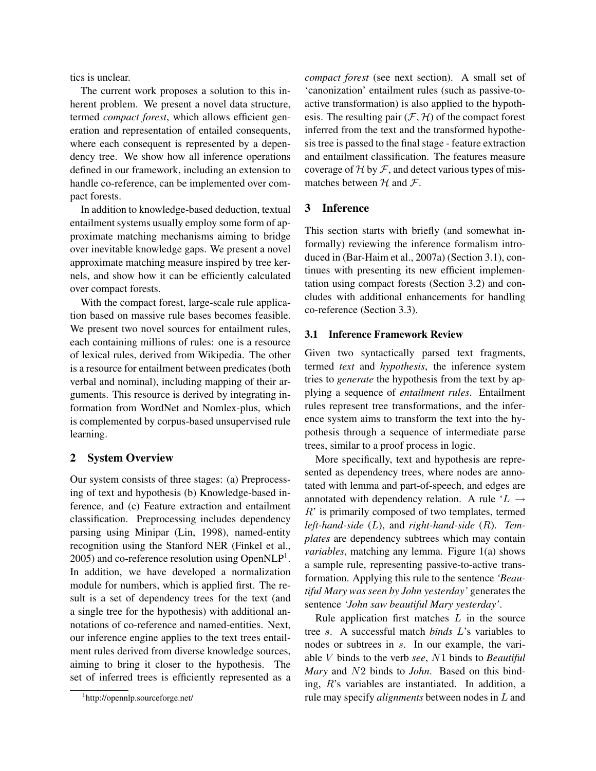tics is unclear.

The current work proposes a solution to this inherent problem. We present a novel data structure, termed *compact forest*, which allows efficient generation and representation of entailed consequents, where each consequent is represented by a dependency tree. We show how all inference operations defined in our framework, including an extension to handle co-reference, can be implemented over compact forests.

In addition to knowledge-based deduction, textual entailment systems usually employ some form of approximate matching mechanisms aiming to bridge over inevitable knowledge gaps. We present a novel approximate matching measure inspired by tree kernels, and show how it can be efficiently calculated over compact forests.

With the compact forest, large-scale rule application based on massive rule bases becomes feasible. We present two novel sources for entailment rules, each containing millions of rules: one is a resource of lexical rules, derived from Wikipedia. The other is a resource for entailment between predicates (both verbal and nominal), including mapping of their arguments. This resource is derived by integrating information from WordNet and Nomlex-plus, which is complemented by corpus-based unsupervised rule learning.

## 2 System Overview

Our system consists of three stages: (a) Preprocessing of text and hypothesis (b) Knowledge-based inference, and (c) Feature extraction and entailment classification. Preprocessing includes dependency parsing using Minipar (Lin, 1998), named-entity recognition using the Stanford NER (Finkel et al., 2005) and co-reference resolution using OpenNLP[1]. In addition, we have developed a normalization module for numbers, which is applied first. The result is a set of dependency trees for the text (and a single tree for the hypothesis) with additional annotations of co-reference and named-entities. Next, our inference engine applies to the text trees entailment rules derived from diverse knowledge sources, aiming to bring it closer to the hypothesis. The set of inferred trees is efficiently represented as a *compact forest* (see next section). A small set of 'canonization' entailment rules (such as passive-to-active transformation) is also applied to the hypothesis. The resulting pair $(\mathcal{F}, \mathcal{H})$ of the compact forest inferred from the text and the transformed hypothesis tree is passed to the final stage - feature extraction and entailment classification. The features measure coverage of $\mathcal{H}$ by $\mathcal{F}$, and detect various types of mismatches between $\mathcal{H}$ and $\mathcal{F}$.

## 3 Inference

This section starts with briefly (and somewhat informally) reviewing the inference formalism introduced in (Bar-Haim et al., 2007a) (Section 3.1), continues with presenting its new efficient implementation using compact forests (Section 3.2) and concludes with additional enhancements for handling co-reference (Section 3.3).

### 3.1 Inference Framework Review

Given two syntactically parsed text fragments, termed *text* and *hypothesis*, the inference system tries to *generate* the hypothesis from the text by applying a sequence of *entailment rules*. Entailment rules represent tree transformations, and the inference system aims to transform the text into the hypothesis through a sequence of intermediate parse trees, similar to a proof process in logic.

More specifically, text and hypothesis are represented as dependency trees, where nodes are annotated with lemma and part-of-speech, and edges are annotated with dependency relation. A rule '$L \rightarrow R$' is primarily composed of two templates, termed *left-hand-side* ($L$), and *right-hand-side* ($R$). *Templates* are dependency subtrees which may contain *variables*, matching any lemma. Figure 1(a) shows a sample rule, representing passive-to-active transformation. Applying this rule to the sentence *'Beautiful Mary was seen by John yesterday'* generates the sentence *'John saw beautiful Mary yesterday'*.

Rule application first matches $L$ in the source tree $s$. A successful match *binds* $L$'s variables to nodes or subtrees in $s$. In our example, the variable $V$ binds to the verb *see*, $N1$ binds to *Beautiful Mary* and $N2$ binds to *John*. Based on this binding, $R$'s variables are instantiated. In addition, a rule may specify *alignments* between nodes in $L$ and

[1] http://opennlp.sourceforge.net/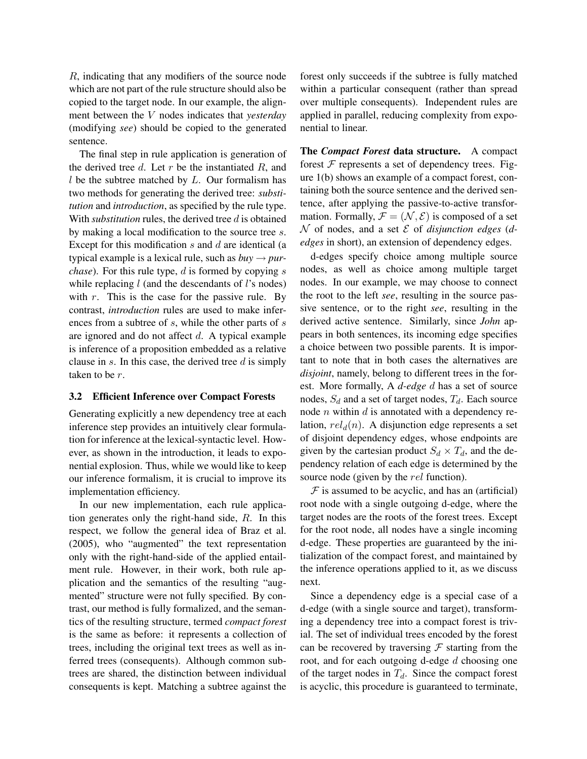$R$, indicating that any modifiers of the source node which are not part of the rule structure should also be copied to the target node. In our example, the alignment between the $V$ nodes indicates that *yesterday* (modifying *see*) should be copied to the generated sentence.

The final step in rule application is generation of the derived tree $d$. Let $r$ be the instantiated $R$, and $l$ be the subtree matched by $L$. Our formalism has two methods for generating the derived tree: *substitution* and *introduction*, as specified by the rule type. With *substitution* rules, the derived tree $d$ is obtained by making a local modification to the source tree $s$. Except for this modification $s$ and $d$ are identical (a typical example is a lexical rule, such as *buy* → *purchase*). For this rule type, $d$ is formed by copying $s$ while replacing $l$ (and the descendants of $l$'s nodes) with $r$. This is the case for the passive rule. By contrast, *introduction* rules are used to make inferences from a subtree of $s$, while the other parts of $s$ are ignored and do not affect $d$. A typical example is inference of a proposition embedded as a relative clause in $s$. In this case, the derived tree $d$ is simply taken to be $r$.

### 3.2 Efficient Inference over Compact Forests

Generating explicitly a new dependency tree at each inference step provides an intuitively clear formulation for inference at the lexical-syntactic level. However, as shown in the introduction, it leads to exponential explosion. Thus, while we would like to keep our inference formalism, it is crucial to improve its implementation efficiency.

In our new implementation, each rule application generates only the right-hand side, $R$. In this respect, we follow the general idea of Braz et al. (2005), who "augmented" the text representation only with the right-hand-side of the applied entailment rule. However, in their work, both rule application and the semantics of the resulting "augmented" structure were not fully specified. By contrast, our method is fully formalized, and the semantics of the resulting structure, termed *compact forest* is the same as before: it represents a collection of trees, including the original text trees as well as inferred trees (consequents). Although common subtrees are shared, the distinction between individual consequents is kept. Matching a subtree against the forest only succeeds if the subtree is fully matched within a particular consequent (rather than spread over multiple consequents). Independent rules are applied in parallel, reducing complexity from exponential to linear.

**The *Compact Forest* data structure.** A compact forest $\mathcal{F}$ represents a set of dependency trees. Figure 1(b) shows an example of a compact forest, containing both the source sentence and the derived sentence, after applying the passive-to-active transformation. Formally, $\mathcal{F} = (\mathcal{N}, \mathcal{E})$ is composed of a set $\mathcal{N}$ of nodes, and a set $\mathcal{E}$ of *disjunction edges* (*d-edges* in short), an extension of dependency edges.

d-edges specify choice among multiple source nodes, as well as choice among multiple target nodes. In our example, we may choose to connect the root to the left *see*, resulting in the source passive sentence, or to the right *see*, resulting in the derived active sentence. Similarly, since *John* appears in both sentences, its incoming edge specifies a choice between two possible parents. It is important to note that in both cases the alternatives are *disjoint*, namely, belong to different trees in the forest. More formally, A *d-edge* $d$ has a set of source nodes, $S_d$ and a set of target nodes, $T_d$. Each source node $n$ within $d$ is annotated with a dependency relation, $rel_d(n)$. A disjunction edge represents a set of disjoint dependency edges, whose endpoints are given by the cartesian product $S_d \times T_d$, and the dependency relation of each edge is determined by the source node (given by the $rel$ function).

$\mathcal{F}$ is assumed to be acyclic, and has an (artificial) root node with a single outgoing d-edge, where the target nodes are the roots of the forest trees. Except for the root node, all nodes have a single incoming d-edge. These properties are guaranteed by the initialization of the compact forest, and maintained by the inference operations applied to it, as we discuss next.

Since a dependency edge is a special case of a d-edge (with a single source and target), transforming a dependency tree into a compact forest is trivial. The set of individual trees encoded by the forest can be recovered by traversing $\mathcal{F}$ starting from the root, and for each outgoing d-edge $d$ choosing one of the target nodes in $T_d$. Since the compact forest is acyclic, this procedure is guaranteed to terminate,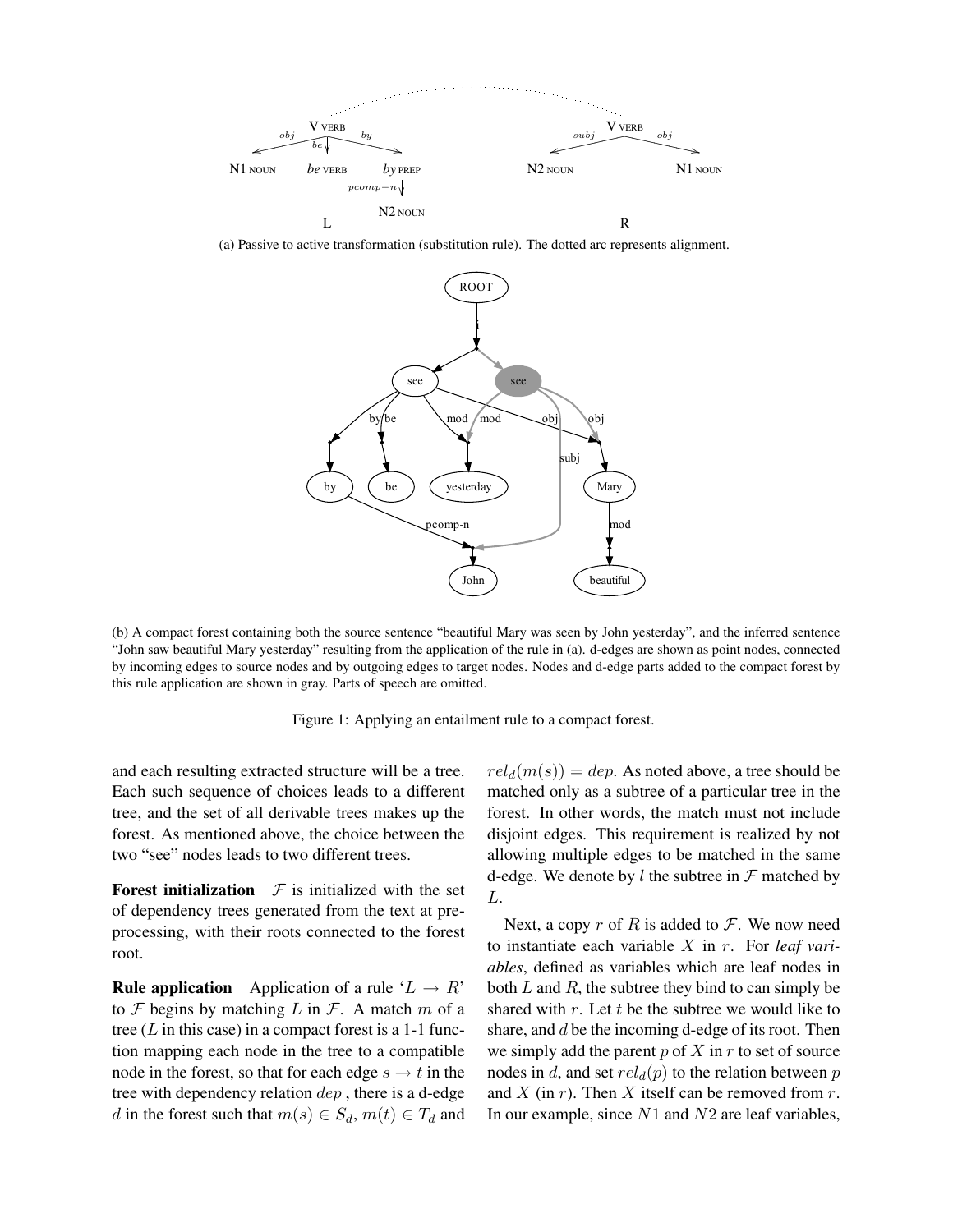(a) Passive to active transformation (substitution rule). The dotted arc represents alignment.

(b) A compact forest containing both the source sentence "beautiful Mary was seen by John yesterday", and the inferred sentence "John saw beautiful Mary yesterday" resulting from the application of the rule in (a). d-edges are shown as point nodes, connected by incoming edges to source nodes and by outgoing edges to target nodes. Nodes and d-edge parts added to the compact forest by this rule application are shown in gray. Parts of speech are omitted.

Figure 1: Applying an entailment rule to a compact forest.

and each resulting extracted structure will be a tree. Each such sequence of choices leads to a different tree, and the set of all derivable trees makes up the forest. As mentioned above, the choice between the two "see" nodes leads to two different trees.

**Forest initialization** $\mathcal{F}$ is initialized with the set of dependency trees generated from the text at preprocessing, with their roots connected to the forest root.

**Rule application** Application of a rule '$L \to R$' to $\mathcal{F}$ begins by matching $L$ in $\mathcal{F}$. A match $m$ of a tree ($L$ in this case) in a compact forest is a 1-1 function mapping each node in the tree to a compatible node in the forest, so that for each edge $s \to t$ in the tree with dependency relation $dep$ , there is a d-edge $d$ in the forest such that $m(s) \in S_d$, $m(t) \in T_d$ and $rel_d(m(s)) = dep$. As noted above, a tree should be matched only as a subtree of a particular tree in the forest. In other words, the match must not include disjoint edges. This requirement is realized by not allowing multiple edges to be matched in the same d-edge. We denote by $l$ the subtree in $\mathcal{F}$ matched by $L$.

Next, a copy $r$ of $R$ is added to $\mathcal{F}$. We now need to instantiate each variable $X$ in $r$. For *leaf variables*, defined as variables which are leaf nodes in both $L$ and $R$, the subtree they bind to can simply be shared with $r$. Let $t$ be the subtree we would like to share, and $d$ be the incoming d-edge of its root. Then we simply add the parent $p$ of $X$ in $r$ to set of source nodes in $d$, and set $rel_d(p)$ to the relation between $p$ and $X$ (in $r$). Then $X$ itself can be removed from $r$. In our example, since $N1$ and $N2$ are leaf variables,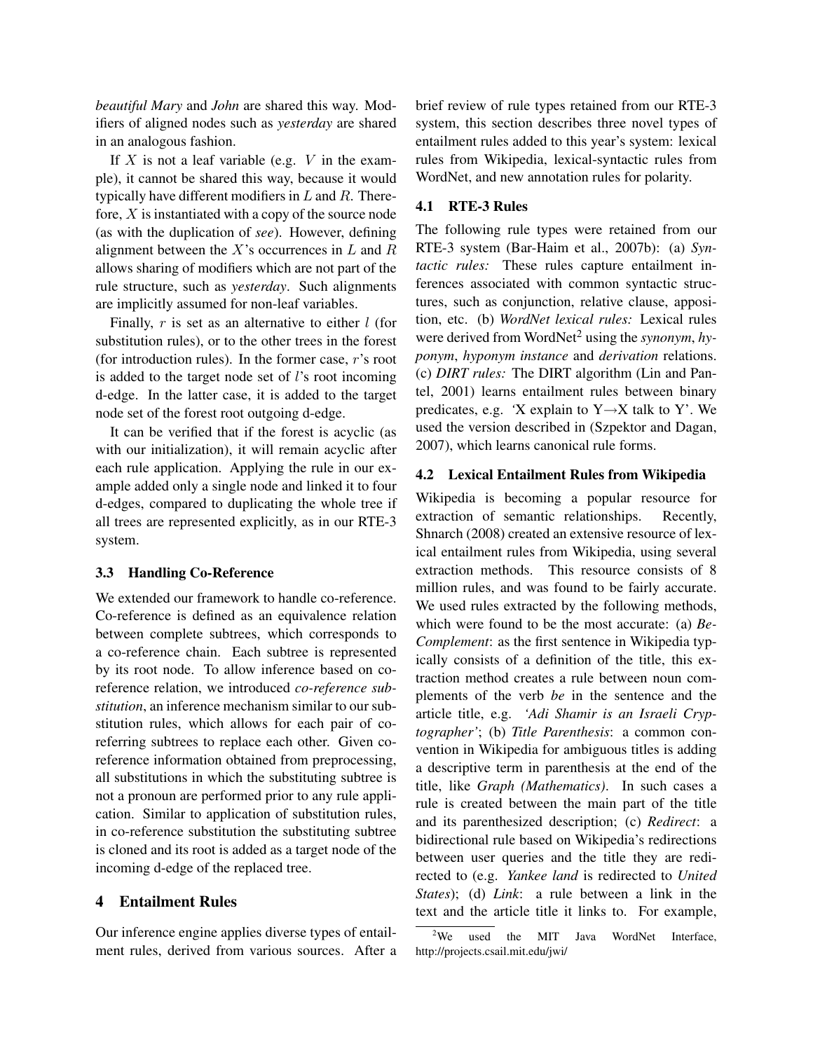*beautiful Mary* and *John* are shared this way. Modifiers of aligned nodes such as *yesterday* are shared in an analogous fashion.

If $X$ is not a leaf variable (e.g. $V$ in the example), it cannot be shared this way, because it would typically have different modifiers in $L$ and $R$. Therefore, $X$ is instantiated with a copy of the source node (as with the duplication of *see*). However, defining alignment between the $X$'s occurrences in $L$ and $R$ allows sharing of modifiers which are not part of the rule structure, such as *yesterday*. Such alignments are implicitly assumed for non-leaf variables.

Finally, $r$ is set as an alternative to either $l$ (for substitution rules), or to the other trees in the forest (for introduction rules). In the former case, $r$'s root is added to the target node set of $l$'s root incoming d-edge. In the latter case, it is added to the target node set of the forest root outgoing d-edge.

It can be verified that if the forest is acyclic (as with our initialization), it will remain acyclic after each rule application. Applying the rule in our example added only a single node and linked it to four d-edges, compared to duplicating the whole tree if all trees are represented explicitly, as in our RTE-3 system.

### 3.3 Handling Co-Reference

We extended our framework to handle co-reference. Co-reference is defined as an equivalence relation between complete subtrees, which corresponds to a co-reference chain. Each subtree is represented by its root node. To allow inference based on co-reference relation, we introduced *co-reference substitution*, an inference mechanism similar to our substitution rules, which allows for each pair of co-referring subtrees to replace each other. Given co-reference information obtained from preprocessing, all substitutions in which the substituting subtree is not a pronoun are performed prior to any rule application. Similar to application of substitution rules, in co-reference substitution the substituting subtree is cloned and its root is added as a target node of the incoming d-edge of the replaced tree.

## 4 Entailment Rules

Our inference engine applies diverse types of entailment rules, derived from various sources. After a brief review of rule types retained from our RTE-3 system, this section describes three novel types of entailment rules added to this year's system: lexical rules from Wikipedia, lexical-syntactic rules from WordNet, and new annotation rules for polarity.

### 4.1 RTE-3 Rules

The following rule types were retained from our RTE-3 system (Bar-Haim et al., 2007b): (a) *Syntactic rules:* These rules capture entailment inferences associated with common syntactic structures, such as conjunction, relative clause, apposition, etc. (b) *WordNet lexical rules:* Lexical rules were derived from WordNet[2] using the *synonym*, *hyponym*, *hyponym instance* and *derivation* relations. (c) *DIRT rules:* The DIRT algorithm (Lin and Pantel, 2001) learns entailment rules between binary predicates, e.g. 'X explain to Y→X talk to Y'. We used the version described in (Szpektor and Dagan, 2007), which learns canonical rule forms.

### 4.2 Lexical Entailment Rules from Wikipedia

Wikipedia is becoming a popular resource for extraction of semantic relationships. Recently, Shnarch (2008) created an extensive resource of lexical entailment rules from Wikipedia, using several extraction methods. This resource consists of 8 million rules, and was found to be fairly accurate. We used rules extracted by the following methods, which were found to be the most accurate: (a) *Be-Complement*: as the first sentence in Wikipedia typically consists of a definition of the title, this extraction method creates a rule between noun complements of the verb *be* in the sentence and the article title, e.g. *'Adi Shamir is an Israeli Cryptographer'*; (b) *Title Parenthesis*: a common convention in Wikipedia for ambiguous titles is adding a descriptive term in parenthesis at the end of the title, like *Graph (Mathematics)*. In such cases a rule is created between the main part of the title and its parenthesized description; (c) *Redirect*: a bidirectional rule based on Wikipedia's redirections between user queries and the title they are redirected to (e.g. *Yankee land* is redirected to *United States*); (d) *Link*: a rule between a link in the text and the article title it links to. For example,

[2] We used the MIT Java WordNet Interface, http://projects.csail.mit.edu/jwi/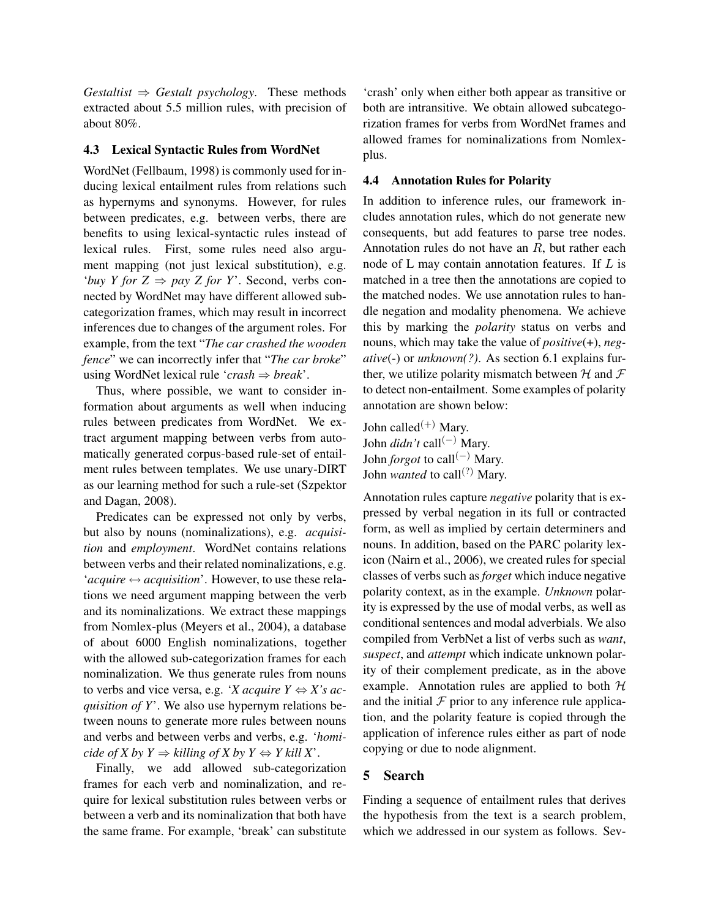*Gestaltist* $\Rightarrow$ *Gestalt psychology*. These methods extracted about 5.5 million rules, with precision of about 80%.

### 4.3 Lexical Syntactic Rules from WordNet

WordNet (Fellbaum, 1998) is commonly used for inducing lexical entailment rules from relations such as hypernyms and synonyms. However, for rules between predicates, e.g. between verbs, there are benefits to using lexical-syntactic rules instead of lexical rules. First, some rules need also argument mapping (not just lexical substitution), e.g. '*buy Y for Z* $\Rightarrow$ *pay Z for Y*'. Second, verbs connected by WordNet may have different allowed subcategorization frames, which may result in incorrect inferences due to changes of the argument roles. For example, from the text "*The car crashed the wooden fence*" we can incorrectly infer that "*The car broke*" using WordNet lexical rule '*crash* $\Rightarrow$ *break*'.

Thus, where possible, we want to consider information about arguments as well when inducing rules between predicates from WordNet. We extract argument mapping between verbs from automatically generated corpus-based rule-set of entailment rules between templates. We use unary-DIRT as our learning method for such a rule-set (Szpektor and Dagan, 2008).

Predicates can be expressed not only by verbs, but also by nouns (nominalizations), e.g. *acquisition* and *employment*. WordNet contains relations between verbs and their related nominalizations, e.g. '*acquire* $\leftrightarrow$ *acquisition*'. However, to use these relations we need argument mapping between the verb and its nominalizations. We extract these mappings from Nomlex-plus (Meyers et al., 2004), a database of about 6000 English nominalizations, together with the allowed sub-categorization frames for each nominalization. We thus generate rules from nouns to verbs and vice versa, e.g. '*X acquire Y* $\Leftrightarrow$ *X's acquisition of Y*'. We also use hypernym relations between nouns to generate more rules between nouns and verbs and between verbs and verbs, e.g. '*homicide of X by Y* $\Rightarrow$ *killing of X by Y* $\Leftrightarrow$ *Y kill X*'.

Finally, we add allowed sub-categorization frames for each verb and nominalization, and require for lexical substitution rules between verbs or between a verb and its nominalization that both have the same frame. For example, 'break' can substitute 'crash' only when either both appear as transitive or both are intransitive. We obtain allowed subcategorization frames for verbs from WordNet frames and allowed frames for nominalizations from Nomlex-plus.

### 4.4 Annotation Rules for Polarity

In addition to inference rules, our framework includes annotation rules, which do not generate new consequents, but add features to parse tree nodes. Annotation rules do not have an $R$, but rather each node of L may contain annotation features. If $L$ is matched in a tree then the annotations are copied to the matched nodes. We use annotation rules to handle negation and modality phenomena. We achieve this by marking the *polarity* status on verbs and nouns, which may take the value of *positive*(+), *negative*(-) or *unknown(?)*. As section 6.1 explains further, we utilize polarity mismatch between $\mathcal{H}$ and $\mathcal{F}$ to detect non-entailment. Some examples of polarity annotation are shown below:

John called$^{(+)}$ Mary.  
John *didn't* call$^{(-)}$ Mary.  
John *forgot* to call$^{(-)}$ Mary.  
John *wanted* to call$^{(?)}$ Mary.

Annotation rules capture *negative* polarity that is expressed by verbal negation in its full or contracted form, as well as implied by certain determiners and nouns. In addition, based on the PARC polarity lexicon (Nairn et al., 2006), we created rules for special classes of verbs such as *forget* which induce negative polarity context, as in the example. *Unknown* polarity is expressed by the use of modal verbs, as well as conditional sentences and modal adverbials. We also compiled from VerbNet a list of verbs such as *want*, *suspect*, and *attempt* which indicate unknown polarity of their complement predicate, as in the above example. Annotation rules are applied to both $\mathcal{H}$ and the initial $\mathcal{F}$ prior to any inference rule application, and the polarity feature is copied through the application of inference rules either as part of node copying or due to node alignment.

## 5 Search

Finding a sequence of entailment rules that derives the hypothesis from the text is a search problem, which we addressed in our system as follows. Sev-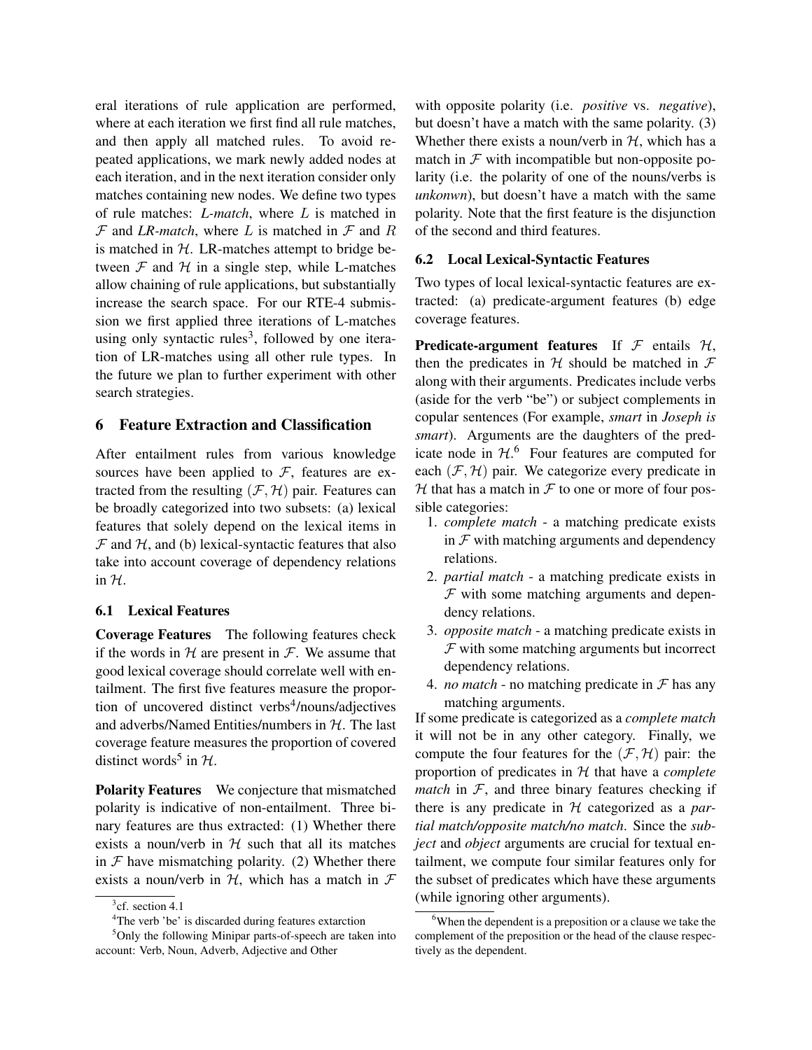eral iterations of rule application are performed, where at each iteration we first find all rule matches, and then apply all matched rules. To avoid repeated applications, we mark newly added nodes at each iteration, and in the next iteration consider only matches containing new nodes. We define two types of rule matches: *L-match*, where $L$ is matched in $\mathcal{F}$ and *LR-match*, where $L$ is matched in $\mathcal{F}$ and $R$ is matched in $\mathcal{H}$. LR-matches attempt to bridge between $\mathcal{F}$ and $\mathcal{H}$ in a single step, while L-matches allow chaining of rule applications, but substantially increase the search space. For our RTE-4 submission we first applied three iterations of L-matches using only syntactic rules[3], followed by one iteration of LR-matches using all other rule types. In the future we plan to further experiment with other search strategies.

## 6 Feature Extraction and Classification

After entailment rules from various knowledge sources have been applied to $\mathcal{F}$, features are extracted from the resulting $(\mathcal{F}, \mathcal{H})$ pair. Features can be broadly categorized into two subsets: (a) lexical features that solely depend on the lexical items in $\mathcal{F}$ and $\mathcal{H}$, and (b) lexical-syntactic features that also take into account coverage of dependency relations in $\mathcal{H}$.

### 6.1 Lexical Features

**Coverage Features** The following features check if the words in $\mathcal{H}$ are present in $\mathcal{F}$. We assume that good lexical coverage should correlate well with entailment. The first five features measure the proportion of uncovered distinct verbs[4]/nouns/adjectives and adverbs/Named Entities/numbers in $\mathcal{H}$. The last coverage feature measures the proportion of covered distinct words[5] in $\mathcal{H}$.

**Polarity Features** We conjecture that mismatched polarity is indicative of non-entailment. Three binary features are thus extracted: (1) Whether there exists a noun/verb in $\mathcal{H}$ such that all its matches in $\mathcal{F}$ have mismatching polarity. (2) Whether there exists a noun/verb in $\mathcal{H}$, which has a match in $\mathcal{F}$ with opposite polarity (i.e. *positive* vs. *negative*), but doesn't have a match with the same polarity. (3) Whether there exists a noun/verb in $\mathcal{H}$, which has a match in $\mathcal{F}$ with incompatible but non-opposite polarity (i.e. the polarity of one of the nouns/verbs is *unkonwn*), but doesn't have a match with the same polarity. Note that the first feature is the disjunction of the second and third features.

### 6.2 Local Lexical-Syntactic Features

Two types of local lexical-syntactic features are extracted: (a) predicate-argument features (b) edge coverage features.

**Predicate-argument features** If $\mathcal{F}$ entails $\mathcal{H}$, then the predicates in $\mathcal{H}$ should be matched in $\mathcal{F}$ along with their arguments. Predicates include verbs (aside for the verb "be") or subject complements in copular sentences (For example, *smart* in *Joseph is smart*). Arguments are the daughters of the predicate node in $\mathcal{H}$.[6] Four features are computed for each $(\mathcal{F}, \mathcal{H})$ pair. We categorize every predicate in $\mathcal{H}$ that has a match in $\mathcal{F}$ to one or more of four possible categories:

1. *complete match* - a matching predicate exists in $\mathcal{F}$ with matching arguments and dependency relations.
2. *partial match* - a matching predicate exists in $\mathcal{F}$ with some matching arguments and dependency relations.
3. *opposite match* - a matching predicate exists in $\mathcal{F}$ with some matching arguments but incorrect dependency relations.
4. *no match* - no matching predicate in $\mathcal{F}$ has any matching arguments.

If some predicate is categorized as a *complete match* it will not be in any other category. Finally, we compute the four features for the $(\mathcal{F}, \mathcal{H})$ pair: the proportion of predicates in $\mathcal{H}$ that have a *complete match* in $\mathcal{F}$, and three binary features checking if there is any predicate in $\mathcal{H}$ categorized as a *partial match/opposite match/no match*. Since the *subject* and *object* arguments are crucial for textual entailment, we compute four similar features only for the subset of predicates which have these arguments (while ignoring other arguments).

[3] cf. section 4.1

[4] The verb 'be' is discarded during features extarction

[5] Only the following Minipar parts-of-speech are taken into account: Verb, Noun, Adverb, Adjective and Other

[6] When the dependent is a preposition or a clause we take the complement of the preposition or the head of the clause respectively as the dependent.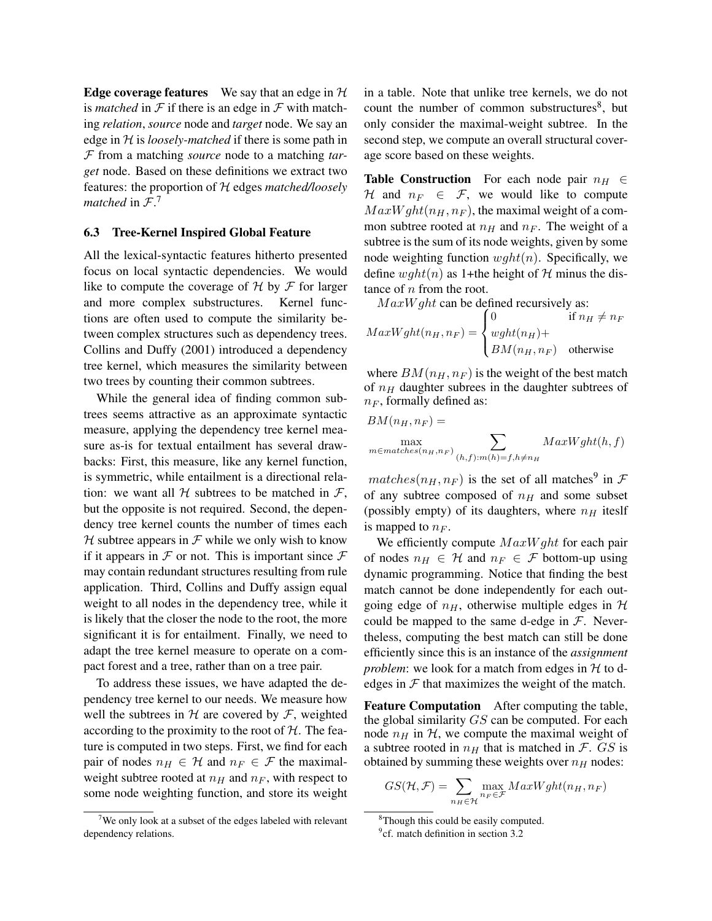**Edge coverage features** We say that an edge in $\mathcal{H}$ is *matched* in $\mathcal{F}$ if there is an edge in $\mathcal{F}$ with matching *relation*, *source* node and *target* node. We say an edge in $\mathcal{H}$ is *loosely-matched* if there is some path in $\mathcal{F}$ from a matching *source* node to a matching *target* node. Based on these definitions we extract two features: the proportion of $\mathcal{H}$ edges *matched/loosely matched* in $\mathcal{F}$.[7]

### 6.3 Tree-Kernel Inspired Global Feature

All the lexical-syntactic features hitherto presented focus on local syntactic dependencies. We would like to compute the coverage of $\mathcal{H}$ by $\mathcal{F}$ for larger and more complex substructures. Kernel functions are often used to compute the similarity between complex structures such as dependency trees. Collins and Duffy (2001) introduced a dependency tree kernel, which measures the similarity between two trees by counting their common subtrees.

While the general idea of finding common subtrees seems attractive as an approximate syntactic measure, applying the dependency tree kernel measure as-is for textual entailment has several drawbacks: First, this measure, like any kernel function, is symmetric, while entailment is a directional relation: we want all $\mathcal{H}$ subtrees to be matched in $\mathcal{F}$, but the opposite is not required. Second, the dependency tree kernel counts the number of times each $\mathcal{H}$ subtree appears in $\mathcal{F}$ while we only wish to know if it appears in $\mathcal{F}$ or not. This is important since $\mathcal{F}$ may contain redundant structures resulting from rule application. Third, Collins and Duffy assign equal weight to all nodes in the dependency tree, while it is likely that the closer the node to the root, the more significant it is for entailment. Finally, we need to adapt the tree kernel measure to operate on a compact forest and a tree, rather than on a tree pair.

To address these issues, we have adapted the dependency tree kernel to our needs. We measure how well the subtrees in $\mathcal{H}$ are covered by $\mathcal{F}$, weighted according to the proximity to the root of $\mathcal{H}$. The feature is computed in two steps. First, we find for each pair of nodes $n_H \in \mathcal{H}$ and $n_F \in \mathcal{F}$ the maximal-weight subtree rooted at $n_H$ and $n_F$, with respect to some node weighting function, and store its weight in a table. Note that unlike tree kernels, we do not count the number of common substructures[8], but only consider the maximal-weight subtree. In the second step, we compute an overall structural coverage score based on these weights.

**Table Construction** For each node pair $n_H \in \mathcal{H}$ and $n_F \in \mathcal{F}$, we would like to compute $MaxWght(n_H, n_F)$, the maximal weight of a common subtree rooted at $n_H$ and $n_F$. The weight of a subtree is the sum of its node weights, given by some node weighting function $wght(n)$. Specifically, we define $wght(n)$ as 1+the height of $\mathcal{H}$ minus the distance of $n$ from the root.

$MaxWght$ can be defined recursively as:

$$MaxWght(n_H, n_F) = \begin{cases} 0 & \text{if } n_H \neq n_F \\ wght(n_H) + \\ BM(n_H, n_F) & \text{otherwise} \end{cases}$$

where $BM(n_H, n_F)$ is the weight of the best match of $n_H$ daughter subrees in the daughter subtrees of $n_F$, formally defined as:

$$BM(n_H, n_F) = \max_{m \in matches(n_H, n_F)} \sum_{(h,f):m(h)=f, h \neq n_H} MaxWght(h, f)$$

$matches(n_H, n_F)$ is the set of all matches[9] in $\mathcal{F}$ of any subtree composed of $n_H$ and some subset (possibly empty) of its daughters, where $n_H$ iteslf is mapped to $n_F$.

We efficiently compute $MaxWght$ for each pair of nodes $n_H \in \mathcal{H}$ and $n_F \in \mathcal{F}$ bottom-up using dynamic programming. Notice that finding the best match cannot be done independently for each outgoing edge of $n_H$, otherwise multiple edges in $\mathcal{H}$ could be mapped to the same d-edge in $\mathcal{F}$. Nevertheless, computing the best match can still be done efficiently since this is an instance of the *assignment problem*: we look for a match from edges in $\mathcal{H}$ to d-edges in $\mathcal{F}$ that maximizes the weight of the match.

**Feature Computation** After computing the table, the global similarity $GS$ can be computed. For each node $n_H$ in $\mathcal{H}$, we compute the maximal weight of a subtree rooted in $n_H$ that is matched in $\mathcal{F}$. $GS$ is obtained by summing these weights over $n_H$ nodes:

$$GS(\mathcal{H}, \mathcal{F}) = \sum_{n_H \in \mathcal{H}} \max_{n_F \in \mathcal{F}} MaxWght(n_H, n_F)$$

[7] We only look at a subset of the edges labeled with relevant dependency relations.

[8] Though this could be easily computed.

[9] cf. match definition in section 3.2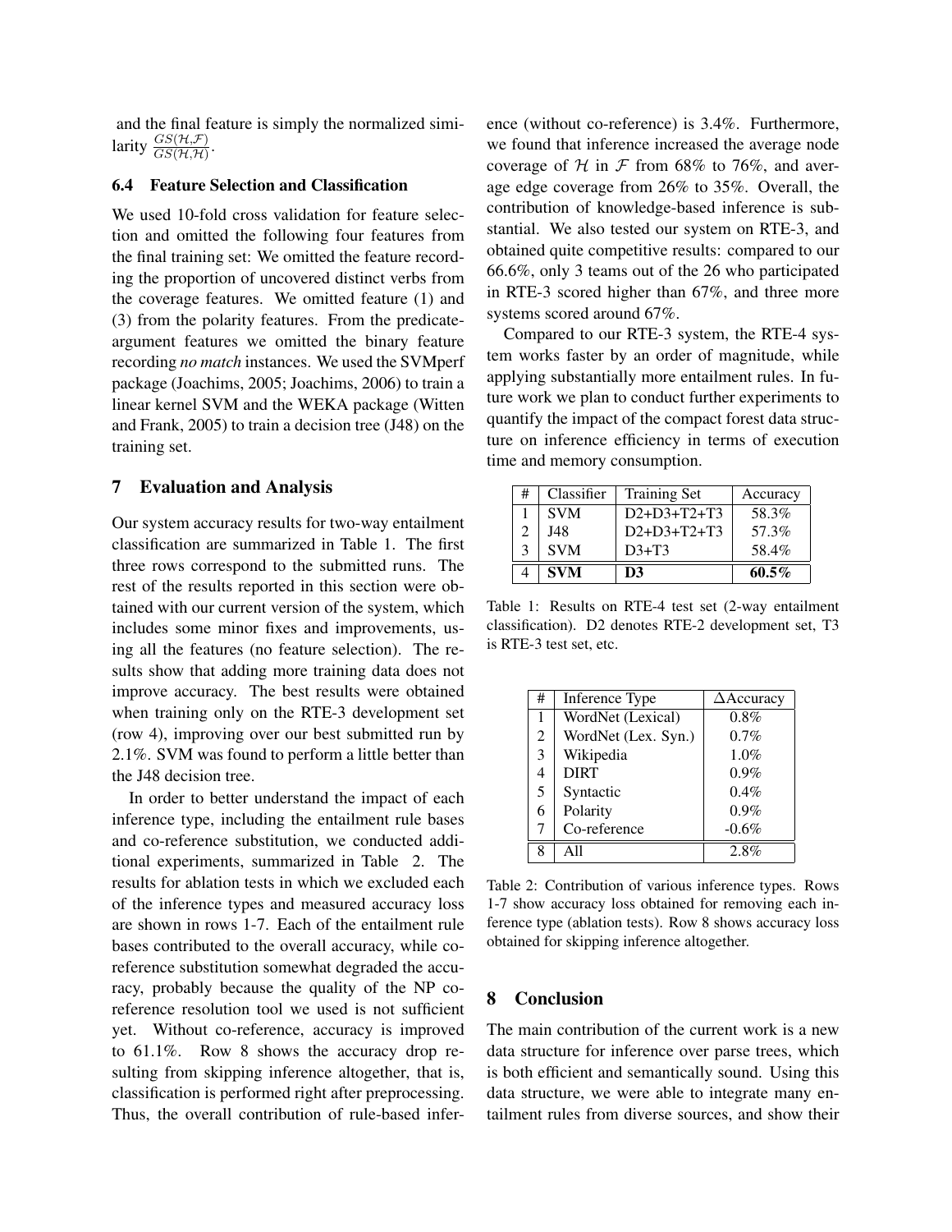and the final feature is simply the normalized similarity $\frac{GS(\mathcal{H},\mathcal{F})}{GS(\mathcal{H},\mathcal{H})}$.

### 6.4 Feature Selection and Classification

We used 10-fold cross validation for feature selection and omitted the following four features from the final training set: We omitted the feature recording the proportion of uncovered distinct verbs from the coverage features. We omitted feature (1) and (3) from the polarity features. From the predicate-argument features we omitted the binary feature recording *no match* instances. We used the SVMperf package (Joachims, 2005; Joachims, 2006) to train a linear kernel SVM and the WEKA package (Witten and Frank, 2005) to train a decision tree (J48) on the training set.

## 7 Evaluation and Analysis

Our system accuracy results for two-way entailment classification are summarized in Table 1. The first three rows correspond to the submitted runs. The rest of the results reported in this section were obtained with our current version of the system, which includes some minor fixes and improvements, using all the features (no feature selection). The results show that adding more training data does not improve accuracy. The best results were obtained when training only on the RTE-3 development set (row 4), improving over our best submitted run by 2.1%. SVM was found to perform a little better than the J48 decision tree.

In order to better understand the impact of each inference type, including the entailment rule bases and co-reference substitution, we conducted additional experiments, summarized in Table 2. The results for ablation tests in which we excluded each of the inference types and measured accuracy loss are shown in rows 1-7. Each of the entailment rule bases contributed to the overall accuracy, while co-reference substitution somewhat degraded the accuracy, probably because the quality of the NP co-reference resolution tool we used is not sufficient yet. Without co-reference, accuracy is improved to 61.1%. Row 8 shows the accuracy drop resulting from skipping inference altogether, that is, classification is performed right after preprocessing. Thus, the overall contribution of rule-based inference (without co-reference) is 3.4%. Furthermore, we found that inference increased the average node coverage of $\mathcal{H}$ in $\mathcal{F}$ from 68% to 76%, and average edge coverage from 26% to 35%. Overall, the contribution of knowledge-based inference is substantial. We also tested our system on RTE-3, and obtained quite competitive results: compared to our 66.6%, only 3 teams out of the 26 who participated in RTE-3 scored higher than 67%, and three more systems scored around 67%.

Compared to our RTE-3 system, the RTE-4 system works faster by an order of magnitude, while applying substantially more entailment rules. In future work we plan to conduct further experiments to quantify the impact of the compact forest data structure on inference efficiency in terms of execution time and memory consumption.

| # | Classifier | Training Set | Accuracy |
|---|---|---|---|
| 1 | SVM | D2+D3+T2+T3 | 58.3% |
| 2 | J48 | D2+D3+T2+T3 | 57.3% |
| 3 | SVM | D3+T3 | 58.4% |
| 4 | **SVM** | **D3** | **60.5%** |

Table 1: Results on RTE-4 test set (2-way entailment classification). D2 denotes RTE-2 development set, T3 is RTE-3 test set, etc.

| # | Inference Type | ΔAccuracy |
|---|---|---|
| 1 | WordNet (Lexical) | 0.8% |
| 2 | WordNet (Lex. Syn.) | 0.7% |
| 3 | Wikipedia | 1.0% |
| 4 | DIRT | 0.9% |
| 5 | Syntactic | 0.4% |
| 6 | Polarity | 0.9% |
| 7 | Co-reference | -0.6% |
| 8 | All | 2.8% |

Table 2: Contribution of various inference types. Rows 1-7 show accuracy loss obtained for removing each inference type (ablation tests). Row 8 shows accuracy loss obtained for skipping inference altogether.

## 8 Conclusion

The main contribution of the current work is a new data structure for inference over parse trees, which is both efficient and semantically sound. Using this data structure, we were able to integrate many entailment rules from diverse sources, and show their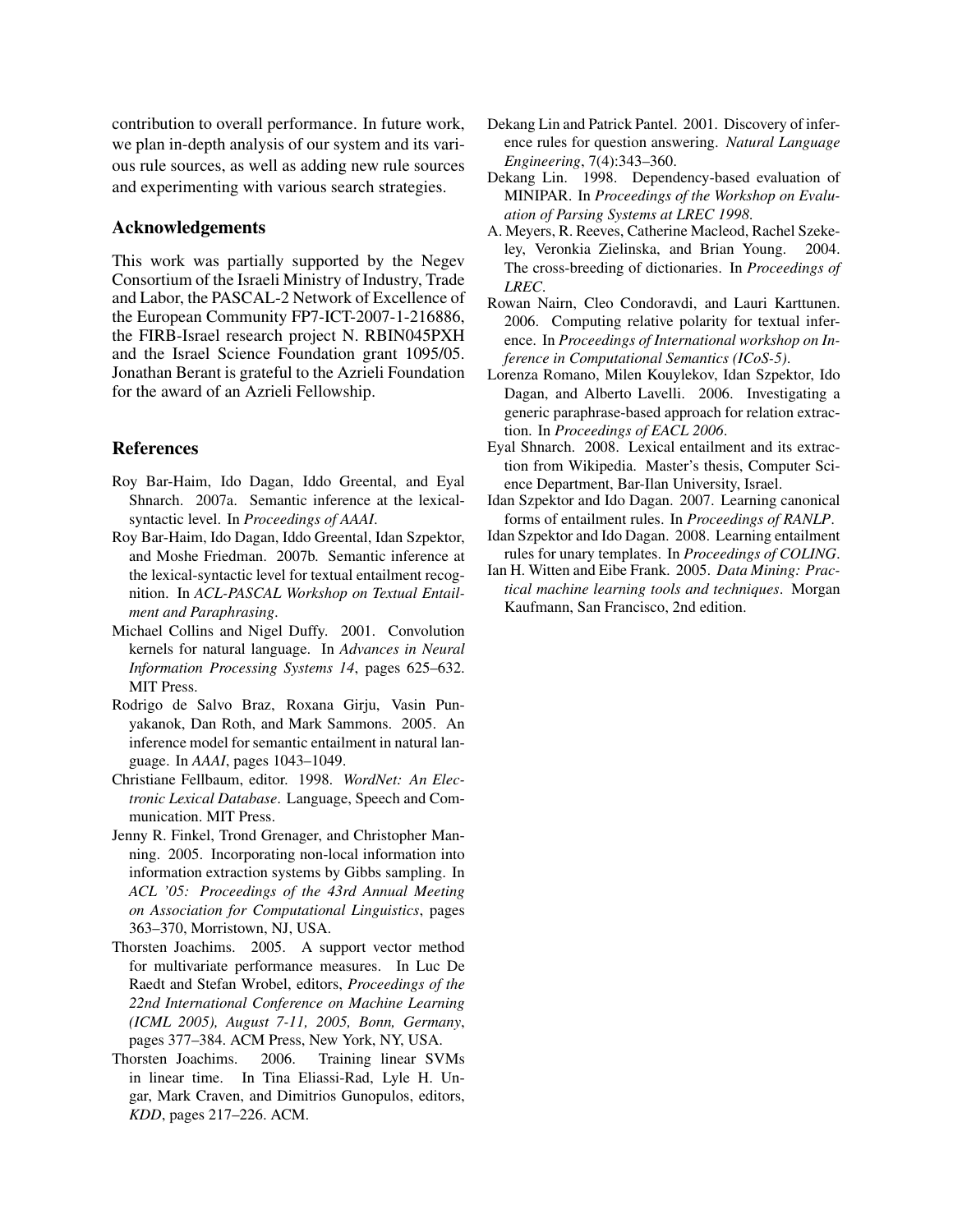contribution to overall performance. In future work, we plan in-depth analysis of our system and its various rule sources, as well as adding new rule sources and experimenting with various search strategies.

## Acknowledgements

This work was partially supported by the Negev Consortium of the Israeli Ministry of Industry, Trade and Labor, the PASCAL-2 Network of Excellence of the European Community FP7-ICT-2007-1-216886, the FIRB-Israel research project N. RBIN045PXH and the Israel Science Foundation grant 1095/05. Jonathan Berant is grateful to the Azrieli Foundation for the award of an Azrieli Fellowship.

## References

Roy Bar-Haim, Ido Dagan, Iddo Greental, and Eyal Shnarch. 2007a. Semantic inference at the lexical-syntactic level. In *Proceedings of AAAI*.

Roy Bar-Haim, Ido Dagan, Iddo Greental, Idan Szpektor, and Moshe Friedman. 2007b. Semantic inference at the lexical-syntactic level for textual entailment recognition. In *ACL-PASCAL Workshop on Textual Entailment and Paraphrasing*.

Michael Collins and Nigel Duffy. 2001. Convolution kernels for natural language. In *Advances in Neural Information Processing Systems 14*, pages 625–632. MIT Press.

Rodrigo de Salvo Braz, Roxana Girju, Vasin Punyakanok, Dan Roth, and Mark Sammons. 2005. An inference model for semantic entailment in natural language. In *AAAI*, pages 1043–1049.

Christiane Fellbaum, editor. 1998. *WordNet: An Electronic Lexical Database*. Language, Speech and Communication. MIT Press.

Jenny R. Finkel, Trond Grenager, and Christopher Manning. 2005. Incorporating non-local information into information extraction systems by Gibbs sampling. In *ACL '05: Proceedings of the 43rd Annual Meeting on Association for Computational Linguistics*, pages 363–370, Morristown, NJ, USA.

Thorsten Joachims. 2005. A support vector method for multivariate performance measures. In Luc De Raedt and Stefan Wrobel, editors, *Proceedings of the 22nd International Conference on Machine Learning (ICML 2005), August 7-11, 2005, Bonn, Germany*, pages 377–384. ACM Press, New York, NY, USA.

Thorsten Joachims. 2006. Training linear SVMs in linear time. In Tina Eliassi-Rad, Lyle H. Ungar, Mark Craven, and Dimitrios Gunopulos, editors, *KDD*, pages 217–226. ACM.

Dekang Lin and Patrick Pantel. 2001. Discovery of inference rules for question answering. *Natural Language Engineering*, 7(4):343–360.

Dekang Lin. 1998. Dependency-based evaluation of MINIPAR. In *Proceedings of the Workshop on Evaluation of Parsing Systems at LREC 1998*.

A. Meyers, R. Reeves, Catherine Macleod, Rachel Szekeley, Veronkia Zielinska, and Brian Young. 2004. The cross-breeding of dictionaries. In *Proceedings of LREC*.

Rowan Nairn, Cleo Condoravdi, and Lauri Karttunen. 2006. Computing relative polarity for textual inference. In *Proceedings of International workshop on Inference in Computational Semantics (ICoS-5)*.

Lorenza Romano, Milen Kouylekov, Idan Szpektor, Ido Dagan, and Alberto Lavelli. 2006. Investigating a generic paraphrase-based approach for relation extraction. In *Proceedings of EACL 2006*.

Eyal Shnarch. 2008. Lexical entailment and its extraction from Wikipedia. Master's thesis, Computer Science Department, Bar-Ilan University, Israel.

Idan Szpektor and Ido Dagan. 2007. Learning canonical forms of entailment rules. In *Proceedings of RANLP*.

Idan Szpektor and Ido Dagan. 2008. Learning entailment rules for unary templates. In *Proceedings of COLING*.

Ian H. Witten and Eibe Frank. 2005. *Data Mining: Practical machine learning tools and techniques*. Morgan Kaufmann, San Francisco, 2nd edition.